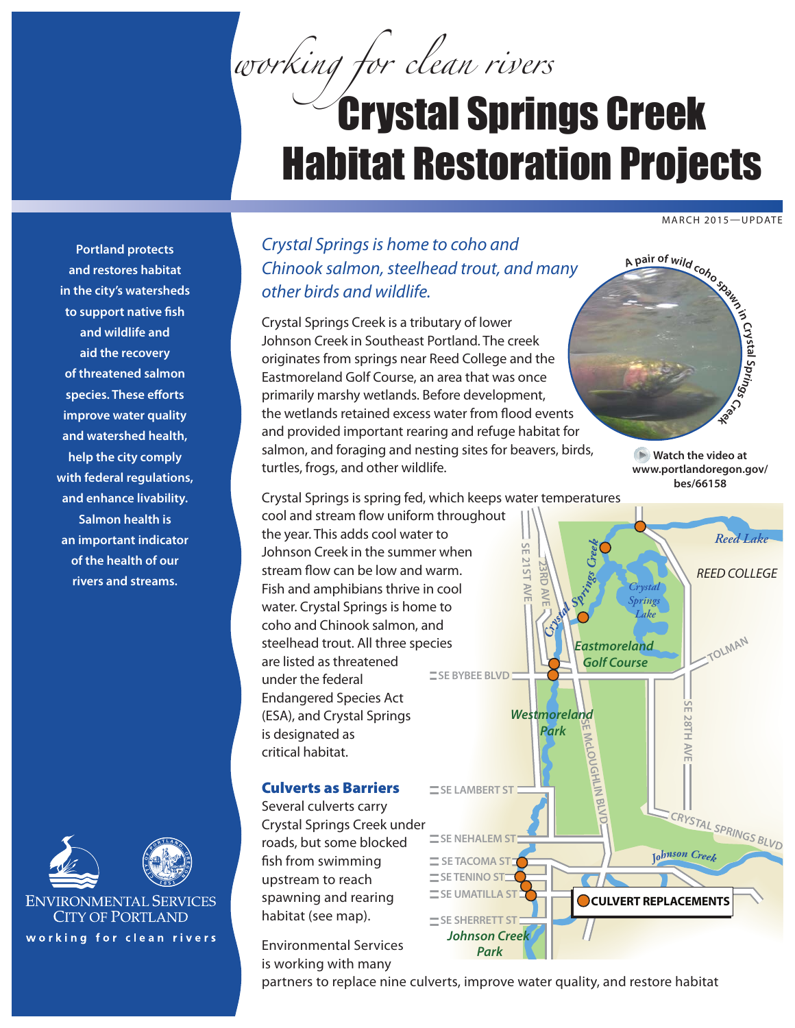*working for clean rivers*

# Crystal Springs Creek Habitat Restoration Projects

MARCH 2015—UPDATE

**Portland protects and restores habitat in the city's watersheds to support native fish and wildlife and aid the recovery of threatened salmon species. These efforts improve water quality and watershed health, help the city comply with federal regulations, and enhance livability. Salmon health is an important indicator of the health of our rivers and streams.**

*Crystal Springs is home to coho and Chinook salmon, steelhead trout, and many other birds and wildlife.*

Crystal Springs Creek is a tributary of lower Johnson Creek in Southeast Portland. The creek originates from springs near Reed College and the Eastmoreland Golf Course, an area that was once primarily marshy wetlands. Before development, the wetlands retained excess water from flood events and provided important rearing and refuge habitat for salmon, and foraging and nesting sites for beavers, birds, turtles, frogs, and other wildlife.

A pair of wild coho spawn in Crystal Springs Creek

**Watch the video at www.portlandoregon.gov/bes/66158**

Crystal Springs is spring fed, which keeps water temperatures cool and stream flow uniform throughout the year. This adds cool water to Johnson Creek in the summer when stream flow can be low and warm. Fish and amphibians thrive in cool water. Crystal Springs is home to coho and Chinook salmon, and steelhead trout. All three species are listed as threatened under the federal Endangered Species Act (ESA), and Crystal Springs is designated as critical habitat.

## Culverts as Barriers

Several culverts carry Crystal Springs Creek under roads, but some blocked fish from swimming upstream to reach spawning and rearing habitat (see map).

Environmental Services is working with many partners to replace nine culverts, improve water quality, and restore habitat

**CULVERT REPLACEMENTS**

ENVIRONMENTAL SERVICES
CITY OF PORTLAND
working for clean rivers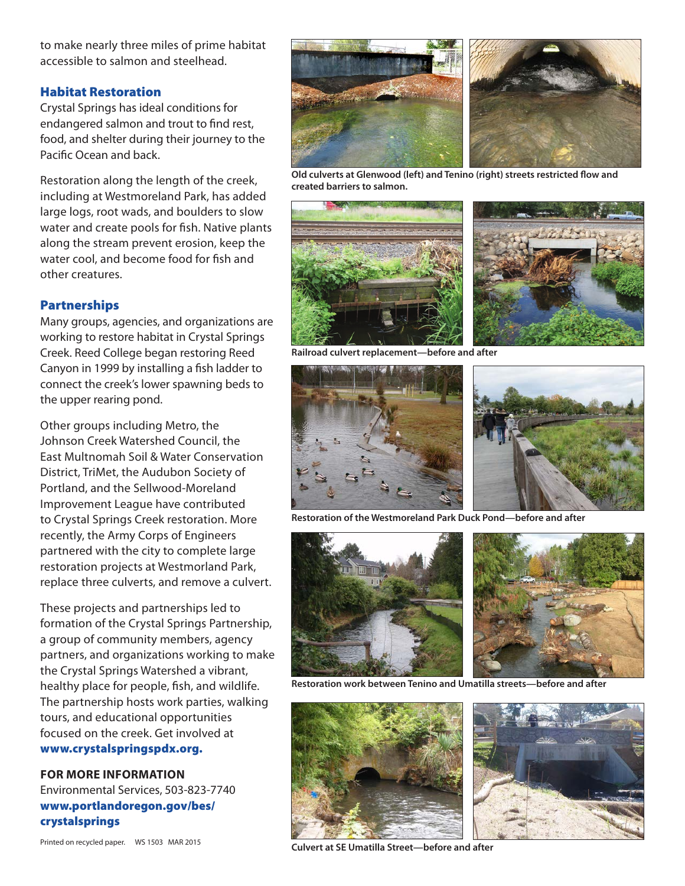to make nearly three miles of prime habitat accessible to salmon and steelhead.

## Habitat Restoration

Crystal Springs has ideal conditions for endangered salmon and trout to find rest, food, and shelter during their journey to the Pacific Ocean and back.

Restoration along the length of the creek, including at Westmoreland Park, has added large logs, root wads, and boulders to slow water and create pools for fish. Native plants along the stream prevent erosion, keep the water cool, and become food for fish and other creatures.

## Partnerships

Many groups, agencies, and organizations are working to restore habitat in Crystal Springs Creek. Reed College began restoring Reed Canyon in 1999 by installing a fish ladder to connect the creek's lower spawning beds to the upper rearing pond.

Other groups including Metro, the Johnson Creek Watershed Council, the East Multnomah Soil & Water Conservation District, TriMet, the Audubon Society of Portland, and the Sellwood-Moreland Improvement League have contributed to Crystal Springs Creek restoration. More recently, the Army Corps of Engineers partnered with the city to complete large restoration projects at Westmorland Park, replace three culverts, and remove a culvert.

These projects and partnerships led to formation of the Crystal Springs Partnership, a group of community members, agency partners, and organizations working to make the Crystal Springs Watershed a vibrant, healthy place for people, fish, and wildlife. The partnership hosts work parties, walking tours, and educational opportunities focused on the creek. Get involved at **www.crystalspringspdx.org.**

**FOR MORE INFORMATION**
Environmental Services, 503-823-7740
**www.portlandoregon.gov/bes/crystalsprings**

Printed on recycled paper. WS 1503 MAR 2015

**Old culverts at Glenwood (left) and Tenino (right) streets restricted flow and created barriers to salmon.**

**Railroad culvert replacement—before and after**

**Restoration of the Westmoreland Park Duck Pond—before and after**

**Restoration work between Tenino and Umatilla streets—before and after**

**Culvert at SE Umatilla Street—before and after**